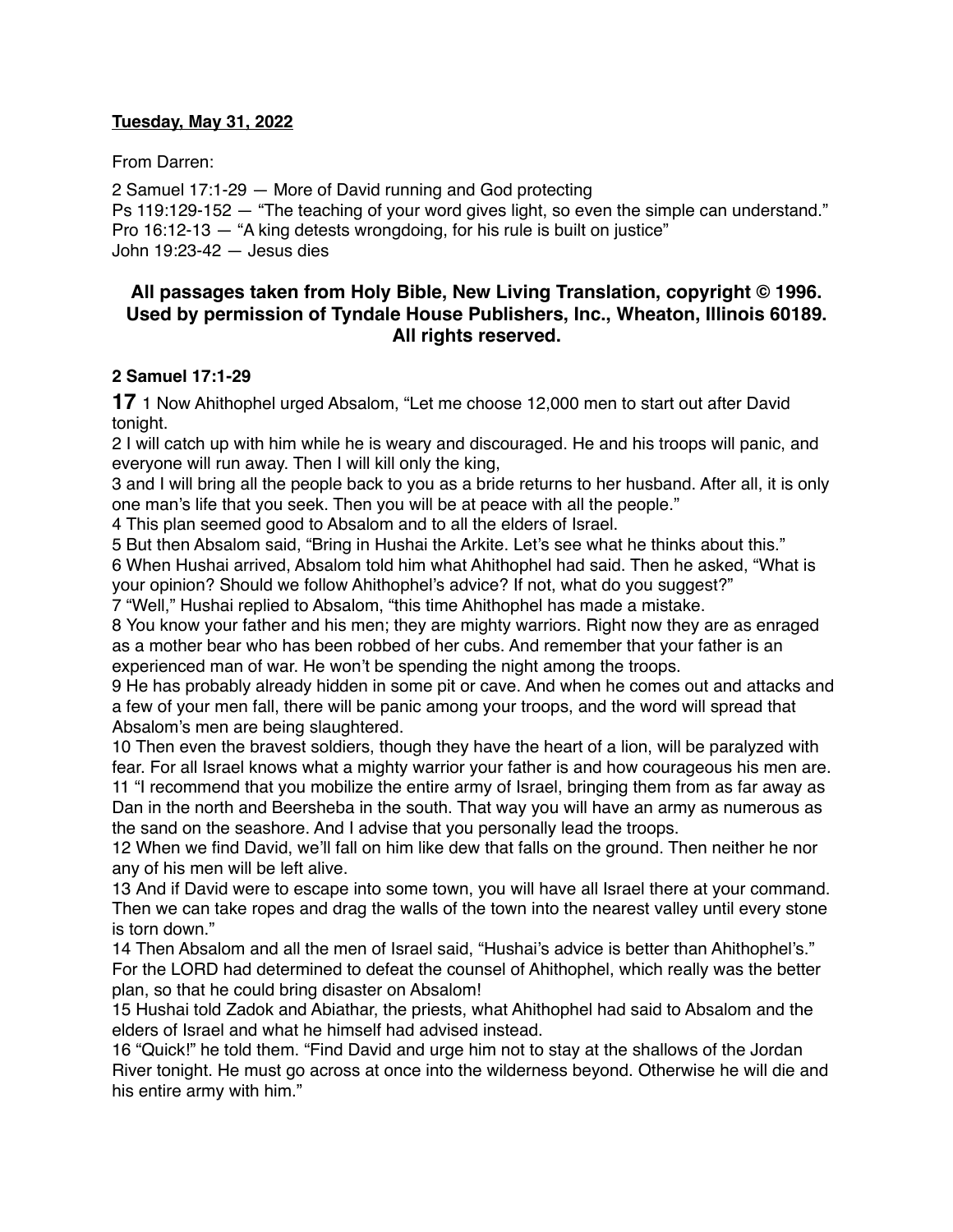**Tuesday, May 31, 2022**

From Darren:

2 Samuel 17:1-29 — More of David running and God protecting
Ps 119:129-152 — "The teaching of your word gives light, so even the simple can understand."
Pro 16:12-13 — "A king detests wrongdoing, for his rule is built on justice"
John 19:23-42 — Jesus dies

**All passages taken from Holy Bible, New Living Translation, copyright © 1996. Used by permission of Tyndale House Publishers, Inc., Wheaton, Illinois 60189. All rights reserved.**

### 2 Samuel 17:1-29

**17** 1 Now Ahithophel urged Absalom, "Let me choose 12,000 men to start out after David tonight.
2 I will catch up with him while he is weary and discouraged. He and his troops will panic, and everyone will run away. Then I will kill only the king,
3 and I will bring all the people back to you as a bride returns to her husband. After all, it is only one man's life that you seek. Then you will be at peace with all the people."
4 This plan seemed good to Absalom and to all the elders of Israel.
5 But then Absalom said, "Bring in Hushai the Arkite. Let's see what he thinks about this."
6 When Hushai arrived, Absalom told him what Ahithophel had said. Then he asked, "What is your opinion? Should we follow Ahithophel's advice? If not, what do you suggest?"
7 "Well," Hushai replied to Absalom, "this time Ahithophel has made a mistake.
8 You know your father and his men; they are mighty warriors. Right now they are as enraged as a mother bear who has been robbed of her cubs. And remember that your father is an experienced man of war. He won't be spending the night among the troops.
9 He has probably already hidden in some pit or cave. And when he comes out and attacks and a few of your men fall, there will be panic among your troops, and the word will spread that Absalom's men are being slaughtered.
10 Then even the bravest soldiers, though they have the heart of a lion, will be paralyzed with fear. For all Israel knows what a mighty warrior your father is and how courageous his men are.
11 "I recommend that you mobilize the entire army of Israel, bringing them from as far away as Dan in the north and Beersheba in the south. That way you will have an army as numerous as the sand on the seashore. And I advise that you personally lead the troops.
12 When we find David, we'll fall on him like dew that falls on the ground. Then neither he nor any of his men will be left alive.
13 And if David were to escape into some town, you will have all Israel there at your command. Then we can take ropes and drag the walls of the town into the nearest valley until every stone is torn down."
14 Then Absalom and all the men of Israel said, "Hushai's advice is better than Ahithophel's." For the LORD had determined to defeat the counsel of Ahithophel, which really was the better plan, so that he could bring disaster on Absalom!
15 Hushai told Zadok and Abiathar, the priests, what Ahithophel had said to Absalom and the elders of Israel and what he himself had advised instead.
16 "Quick!" he told them. "Find David and urge him not to stay at the shallows of the Jordan River tonight. He must go across at once into the wilderness beyond. Otherwise he will die and his entire army with him."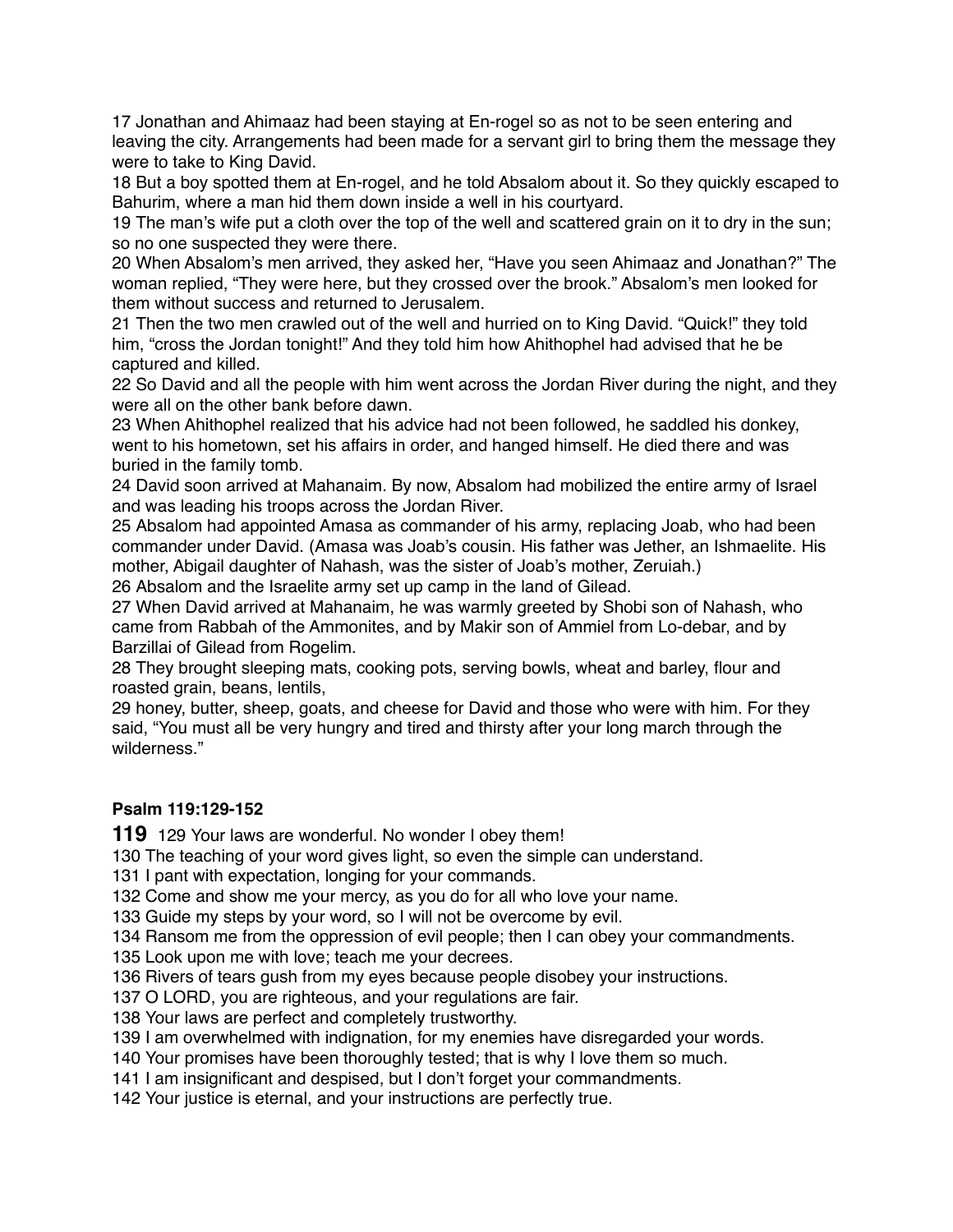17 Jonathan and Ahimaaz had been staying at En-rogel so as not to be seen entering and leaving the city. Arrangements had been made for a servant girl to bring them the message they were to take to King David.

18 But a boy spotted them at En-rogel, and he told Absalom about it. So they quickly escaped to Bahurim, where a man hid them down inside a well in his courtyard.

19 The man's wife put a cloth over the top of the well and scattered grain on it to dry in the sun; so no one suspected they were there.

20 When Absalom's men arrived, they asked her, "Have you seen Ahimaaz and Jonathan?" The woman replied, "They were here, but they crossed over the brook." Absalom's men looked for them without success and returned to Jerusalem.

21 Then the two men crawled out of the well and hurried on to King David. "Quick!" they told him, "cross the Jordan tonight!" And they told him how Ahithophel had advised that he be captured and killed.

22 So David and all the people with him went across the Jordan River during the night, and they were all on the other bank before dawn.

23 When Ahithophel realized that his advice had not been followed, he saddled his donkey, went to his hometown, set his affairs in order, and hanged himself. He died there and was buried in the family tomb.

24 David soon arrived at Mahanaim. By now, Absalom had mobilized the entire army of Israel and was leading his troops across the Jordan River.

25 Absalom had appointed Amasa as commander of his army, replacing Joab, who had been commander under David. (Amasa was Joab's cousin. His father was Jether, an Ishmaelite. His mother, Abigail daughter of Nahash, was the sister of Joab's mother, Zeruiah.)

26 Absalom and the Israelite army set up camp in the land of Gilead.

27 When David arrived at Mahanaim, he was warmly greeted by Shobi son of Nahash, who came from Rabbah of the Ammonites, and by Makir son of Ammiel from Lo-debar, and by Barzillai of Gilead from Rogelim.

28 They brought sleeping mats, cooking pots, serving bowls, wheat and barley, flour and roasted grain, beans, lentils,

29 honey, butter, sheep, goats, and cheese for David and those who were with him. For they said, "You must all be very hungry and tired and thirsty after your long march through the wilderness."

**Psalm 119:129-152**

**119** 129 Your laws are wonderful. No wonder I obey them!

130 The teaching of your word gives light, so even the simple can understand.

131 I pant with expectation, longing for your commands.

132 Come and show me your mercy, as you do for all who love your name.

133 Guide my steps by your word, so I will not be overcome by evil.

134 Ransom me from the oppression of evil people; then I can obey your commandments.

135 Look upon me with love; teach me your decrees.

136 Rivers of tears gush from my eyes because people disobey your instructions.

137 O LORD, you are righteous, and your regulations are fair.

138 Your laws are perfect and completely trustworthy.

139 I am overwhelmed with indignation, for my enemies have disregarded your words.

140 Your promises have been thoroughly tested; that is why I love them so much.

141 I am insignificant and despised, but I don't forget your commandments.

142 Your justice is eternal, and your instructions are perfectly true.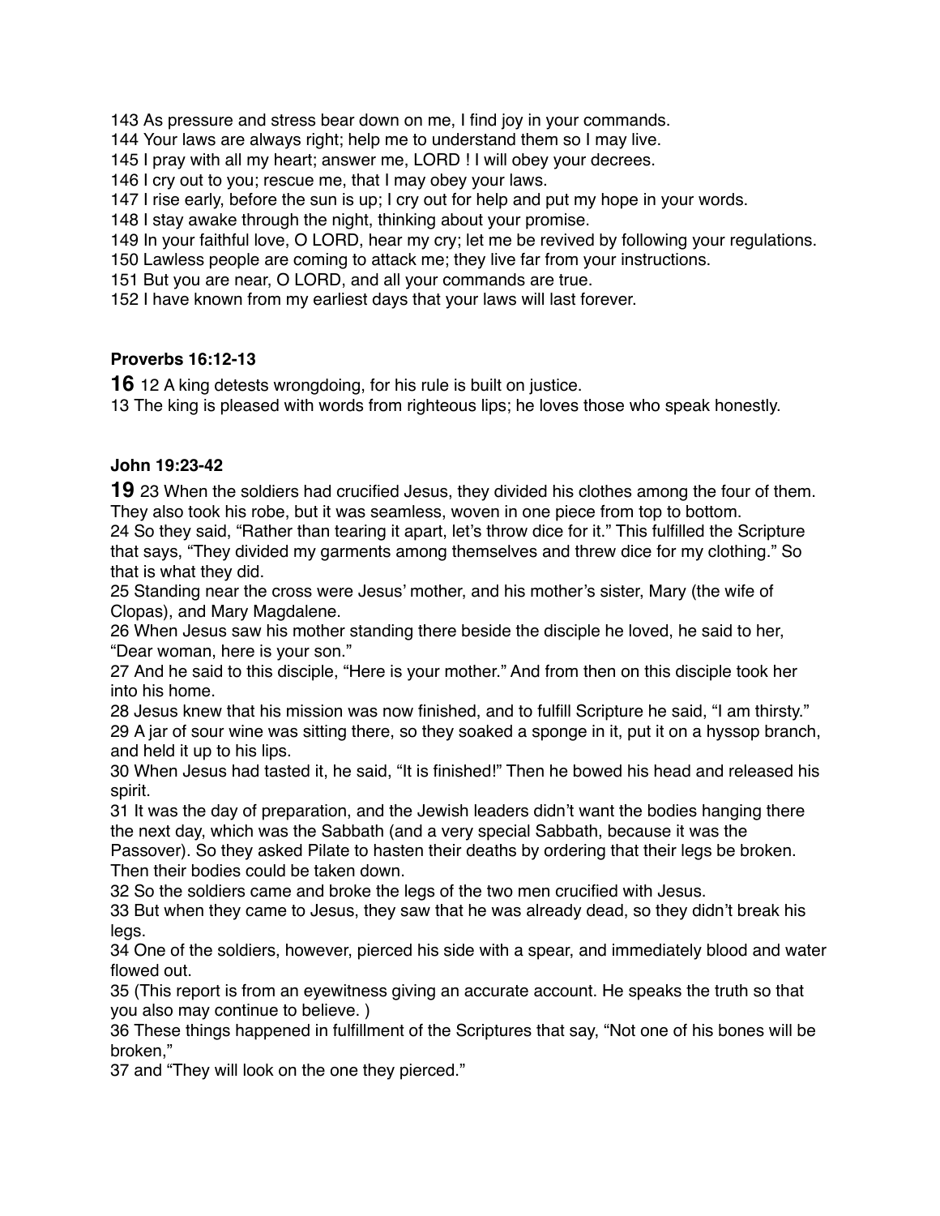143 As pressure and stress bear down on me, I find joy in your commands.
144 Your laws are always right; help me to understand them so I may live.
145 I pray with all my heart; answer me, LORD ! I will obey your decrees.
146 I cry out to you; rescue me, that I may obey your laws.
147 I rise early, before the sun is up; I cry out for help and put my hope in your words.
148 I stay awake through the night, thinking about your promise.
149 In your faithful love, O LORD, hear my cry; let me be revived by following your regulations.
150 Lawless people are coming to attack me; they live far from your instructions.
151 But you are near, O LORD, and all your commands are true.
152 I have known from my earliest days that your laws will last forever.

**Proverbs 16:12-13**

**16** 12 A king detests wrongdoing, for his rule is built on justice.
13 The king is pleased with words from righteous lips; he loves those who speak honestly.

**John 19:23-42**

**19** 23 When the soldiers had crucified Jesus, they divided his clothes among the four of them. They also took his robe, but it was seamless, woven in one piece from top to bottom.
24 So they said, "Rather than tearing it apart, let's throw dice for it." This fulfilled the Scripture that says, "They divided my garments among themselves and threw dice for my clothing." So that is what they did.
25 Standing near the cross were Jesus' mother, and his mother's sister, Mary (the wife of Clopas), and Mary Magdalene.
26 When Jesus saw his mother standing there beside the disciple he loved, he said to her, "Dear woman, here is your son."
27 And he said to this disciple, "Here is your mother." And from then on this disciple took her into his home.
28 Jesus knew that his mission was now finished, and to fulfill Scripture he said, "I am thirsty."
29 A jar of sour wine was sitting there, so they soaked a sponge in it, put it on a hyssop branch, and held it up to his lips.
30 When Jesus had tasted it, he said, "It is finished!" Then he bowed his head and released his spirit.
31 It was the day of preparation, and the Jewish leaders didn't want the bodies hanging there the next day, which was the Sabbath (and a very special Sabbath, because it was the Passover). So they asked Pilate to hasten their deaths by ordering that their legs be broken. Then their bodies could be taken down.
32 So the soldiers came and broke the legs of the two men crucified with Jesus.
33 But when they came to Jesus, they saw that he was already dead, so they didn't break his legs.
34 One of the soldiers, however, pierced his side with a spear, and immediately blood and water flowed out.
35 (This report is from an eyewitness giving an accurate account. He speaks the truth so that you also may continue to believe. )
36 These things happened in fulfillment of the Scriptures that say, "Not one of his bones will be broken,"
37 and "They will look on the one they pierced."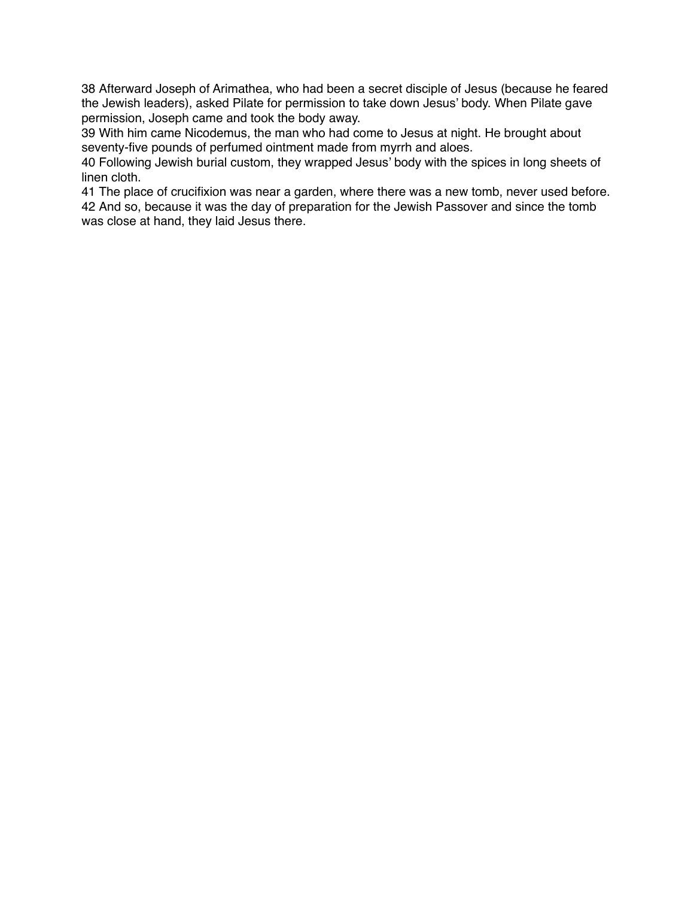38 Afterward Joseph of Arimathea, who had been a secret disciple of Jesus (because he feared the Jewish leaders), asked Pilate for permission to take down Jesus' body. When Pilate gave permission, Joseph came and took the body away.
39 With him came Nicodemus, the man who had come to Jesus at night. He brought about seventy-five pounds of perfumed ointment made from myrrh and aloes.
40 Following Jewish burial custom, they wrapped Jesus' body with the spices in long sheets of linen cloth.
41 The place of crucifixion was near a garden, where there was a new tomb, never used before.
42 And so, because it was the day of preparation for the Jewish Passover and since the tomb was close at hand, they laid Jesus there.